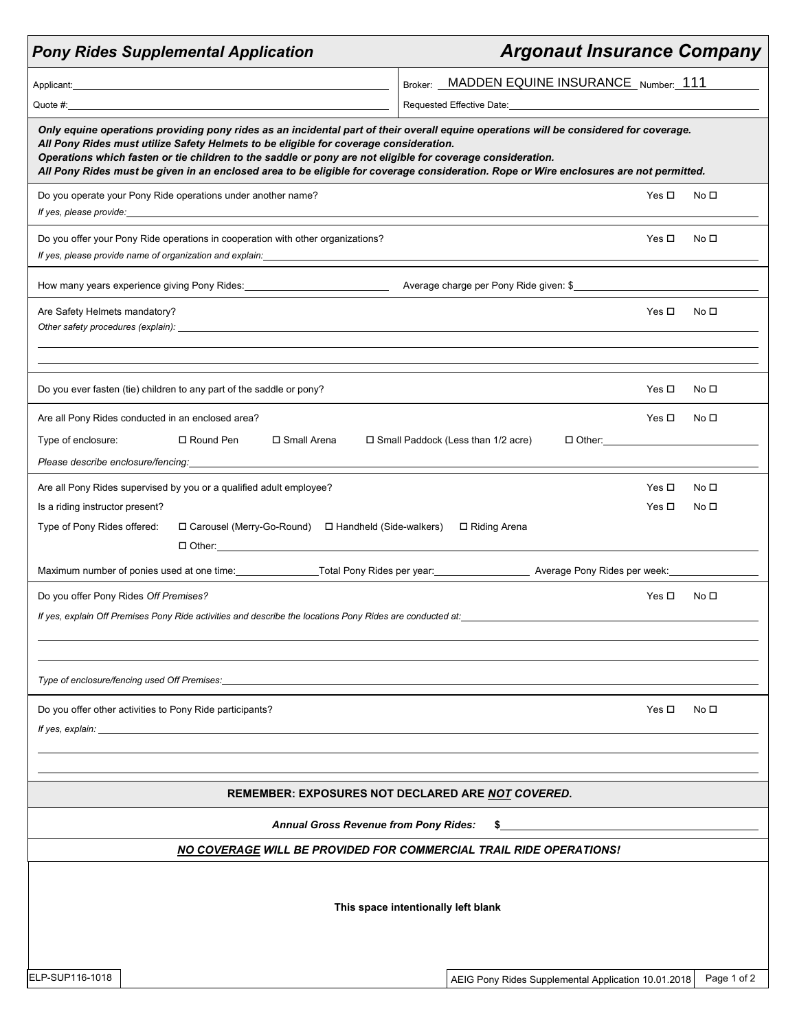## Pony Rides Supplemental Application

## Argonaut Insurance Company

Applicant: ____________________

Quote #: ____________________

Broker: MADDEN EQUINE INSURANCE Number: 111

Requested Effective Date: ____________________

***Only equine operations providing pony rides as an incidental part of their overall equine operations will be considered for coverage.***
***All Pony Rides must utilize Safety Helmets to be eligible for coverage consideration.***
***Operations which fasten or tie children to the saddle or pony are not eligible for coverage consideration.***
***All Pony Rides must be given in an enclosed area to be eligible for coverage consideration. Rope or Wire enclosures are not permitted.***

Do you operate your Pony Ride operations under another name? Yes ☐ No ☐

*If yes, please provide:* ____________________

Do you offer your Pony Ride operations in cooperation with other organizations? Yes ☐ No ☐

*If yes, please provide name of organization and explain:* ____________________

How many years experience giving Pony Rides: __________ Average charge per Pony Ride given: $__________

Are Safety Helmets mandatory? Yes ☐ No ☐

*Other safety procedures (explain):* ____________________

Do you ever fasten (tie) children to any part of the saddle or pony? Yes ☐ No ☐

Are all Pony Rides conducted in an enclosed area? Yes ☐ No ☐

Type of enclosure: ☐ Round Pen ☐ Small Arena ☐ Small Paddock (Less than 1/2 acre) ☐ Other: __________

*Please describe enclosure/fencing:* ____________________

Are all Pony Rides supervised by you or a qualified adult employee? Yes ☐ No ☐

Is a riding instructor present? Yes ☐ No ☐

Type of Pony Rides offered: ☐ Carousel (Merry-Go-Round) ☐ Handheld (Side-walkers) ☐ Riding Arena

☐ Other: ____________________

Maximum number of ponies used at one time: __________ Total Pony Rides per year: __________ Average Pony Rides per week: __________

Do you offer Pony Rides *Off Premises?* Yes ☐ No ☐

*If yes, explain Off Premises Pony Ride activities and describe the locations Pony Rides are conducted at:* ____________________

*Type of enclosure/fencing used Off Premises:* ____________________

Do you offer other activities to Pony Ride participants? Yes ☐ No ☐

*If yes, explain:* ____________________

**REMEMBER: EXPOSURES NOT DECLARED ARE *NOT* COVERED.**

***Annual Gross Revenue from Pony Rides:* $**__________

***NO COVERAGE WILL BE PROVIDED FOR COMMERCIAL TRAIL RIDE OPERATIONS!***

**This space intentionally left blank**

ELP-SUP116-1018

AEIG Pony Rides Supplemental Application 10.01.2018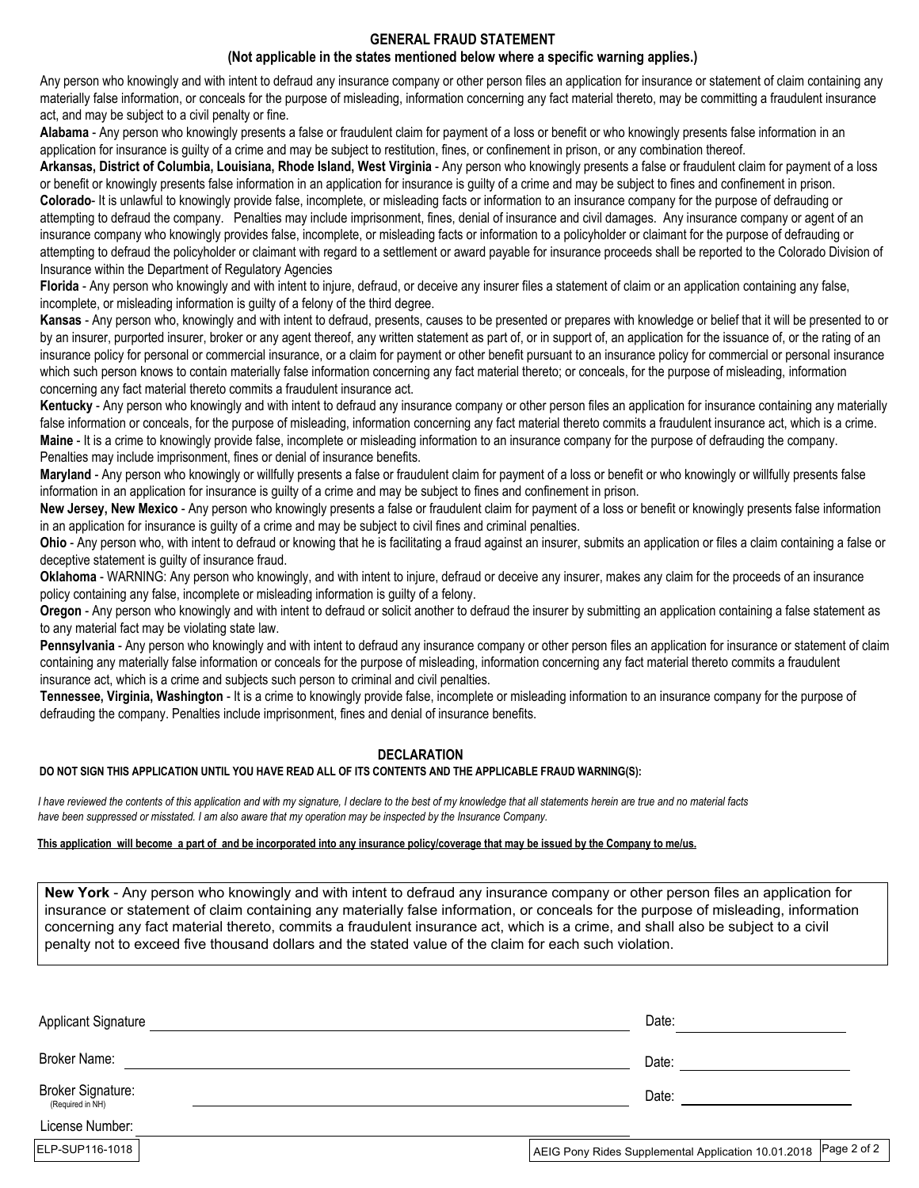## GENERAL FRAUD STATEMENT

**(Not applicable in the states mentioned below where a specific warning applies.)**

Any person who knowingly and with intent to defraud any insurance company or other person files an application for insurance or statement of claim containing any materially false information, or conceals for the purpose of misleading, information concerning any fact material thereto, may be committing a fraudulent insurance act, and may be subject to a civil penalty or fine.

**Alabama** - Any person who knowingly presents a false or fraudulent claim for payment of a loss or benefit or who knowingly presents false information in an application for insurance is guilty of a crime and may be subject to restitution, fines, or confinement in prison, or any combination thereof.

**Arkansas, District of Columbia, Louisiana, Rhode Island, West Virginia** - Any person who knowingly presents a false or fraudulent claim for payment of a loss or benefit or knowingly presents false information in an application for insurance is guilty of a crime and may be subject to fines and confinement in prison.

**Colorado**- It is unlawful to knowingly provide false, incomplete, or misleading facts or information to an insurance company for the purpose of defrauding or attempting to defraud the company. Penalties may include imprisonment, fines, denial of insurance and civil damages. Any insurance company or agent of an insurance company who knowingly provides false, incomplete, or misleading facts or information to a policyholder or claimant for the purpose of defrauding or attempting to defraud the policyholder or claimant with regard to a settlement or award payable for insurance proceeds shall be reported to the Colorado Division of Insurance within the Department of Regulatory Agencies

**Florida** - Any person who knowingly and with intent to injure, defraud, or deceive any insurer files a statement of claim or an application containing any false, incomplete, or misleading information is guilty of a felony of the third degree.

**Kansas** - Any person who, knowingly and with intent to defraud, presents, causes to be presented or prepares with knowledge or belief that it will be presented to or by an insurer, purported insurer, broker or any agent thereof, any written statement as part of, or in support of, an application for the issuance of, or the rating of an insurance policy for personal or commercial insurance, or a claim for payment or other benefit pursuant to an insurance policy for commercial or personal insurance which such person knows to contain materially false information concerning any fact material thereto; or conceals, for the purpose of misleading, information concerning any fact material thereto commits a fraudulent insurance act.

**Kentucky** - Any person who knowingly and with intent to defraud any insurance company or other person files an application for insurance containing any materially false information or conceals, for the purpose of misleading, information concerning any fact material thereto commits a fraudulent insurance act, which is a crime.

**Maine** - It is a crime to knowingly provide false, incomplete or misleading information to an insurance company for the purpose of defrauding the company. Penalties may include imprisonment, fines or denial of insurance benefits.

**Maryland** - Any person who knowingly or willfully presents a false or fraudulent claim for payment of a loss or benefit or who knowingly or willfully presents false information in an application for insurance is guilty of a crime and may be subject to fines and confinement in prison.

**New Jersey, New Mexico** - Any person who knowingly presents a false or fraudulent claim for payment of a loss or benefit or knowingly presents false information in an application for insurance is guilty of a crime and may be subject to civil fines and criminal penalties.

**Ohio** - Any person who, with intent to defraud or knowing that he is facilitating a fraud against an insurer, submits an application or files a claim containing a false or deceptive statement is guilty of insurance fraud.

**Oklahoma** - WARNING: Any person who knowingly, and with intent to injure, defraud or deceive any insurer, makes any claim for the proceeds of an insurance policy containing any false, incomplete or misleading information is guilty of a felony.

**Oregon** - Any person who knowingly and with intent to defraud or solicit another to defraud the insurer by submitting an application containing a false statement as to any material fact may be violating state law.

**Pennsylvania** - Any person who knowingly and with intent to defraud any insurance company or other person files an application for insurance or statement of claim containing any materially false information or conceals for the purpose of misleading, information concerning any fact material thereto commits a fraudulent insurance act, which is a crime and subjects such person to criminal and civil penalties.

**Tennessee, Virginia, Washington** - It is a crime to knowingly provide false, incomplete or misleading information to an insurance company for the purpose of defrauding the company. Penalties include imprisonment, fines and denial of insurance benefits.

## DECLARATION

**DO NOT SIGN THIS APPLICATION UNTIL YOU HAVE READ ALL OF ITS CONTENTS AND THE APPLICABLE FRAUD WARNING(S):**

*I have reviewed the contents of this application and with my signature, I declare to the best of my knowledge that all statements herein are true and no material facts have been suppressed or misstated. I am also aware that my operation may be inspected by the Insurance Company.*

**This application will become a part of and be incorporated into any insurance policy/coverage that may be issued by the Company to me/us.**

**New York** - Any person who knowingly and with intent to defraud any insurance company or other person files an application for insurance or statement of claim containing any materially false information, or conceals for the purpose of misleading, information concerning any fact material thereto, commits a fraudulent insurance act, which is a crime, and shall also be subject to a civil penalty not to exceed five thousand dollars and the stated value of the claim for each such violation.

Applicant Signature ______________________ Date: ____________

Broker Name: ______________________ Date: ____________

Broker Signature: (Required in NH) ______________________ Date: ____________

License Number: ______________________

ELP-SUP116-1018

AEIG Pony Rides Supplemental Application 10.01.2018